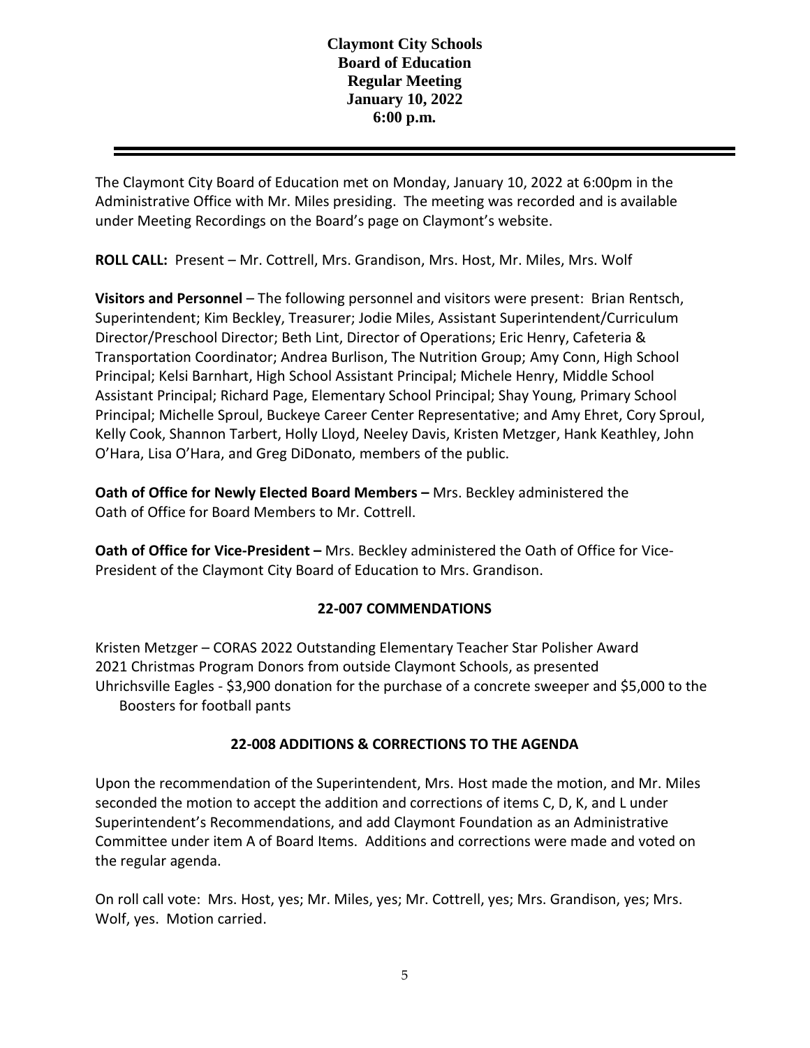# Claymont City Schools
## Board of Education
## Regular Meeting
## January 10, 2022
## 6:00 p.m.

---

The Claymont City Board of Education met on Monday, January 10, 2022 at 6:00pm in the Administrative Office with Mr. Miles presiding. The meeting was recorded and is available under Meeting Recordings on the Board's page on Claymont's website.

**ROLL CALL:** Present – Mr. Cottrell, Mrs. Grandison, Mrs. Host, Mr. Miles, Mrs. Wolf

**Visitors and Personnel** – The following personnel and visitors were present: Brian Rentsch, Superintendent; Kim Beckley, Treasurer; Jodie Miles, Assistant Superintendent/Curriculum Director/Preschool Director; Beth Lint, Director of Operations; Eric Henry, Cafeteria & Transportation Coordinator; Andrea Burlison, The Nutrition Group; Amy Conn, High School Principal; Kelsi Barnhart, High School Assistant Principal; Michele Henry, Middle School Assistant Principal; Richard Page, Elementary School Principal; Shay Young, Primary School Principal; Michelle Sproul, Buckeye Career Center Representative; and Amy Ehret, Cory Sproul, Kelly Cook, Shannon Tarbert, Holly Lloyd, Neeley Davis, Kristen Metzger, Hank Keathley, John O'Hara, Lisa O'Hara, and Greg DiDonato, members of the public.

**Oath of Office for Newly Elected Board Members –** Mrs. Beckley administered the Oath of Office for Board Members to Mr. Cottrell.

**Oath of Office for Vice-President –** Mrs. Beckley administered the Oath of Office for Vice-President of the Claymont City Board of Education to Mrs. Grandison.

### 22-007 COMMENDATIONS

Kristen Metzger – CORAS 2022 Outstanding Elementary Teacher Star Polisher Award
2021 Christmas Program Donors from outside Claymont Schools, as presented
Uhrichsville Eagles - $3,900 donation for the purchase of a concrete sweeper and $5,000 to the Boosters for football pants

### 22-008 ADDITIONS & CORRECTIONS TO THE AGENDA

Upon the recommendation of the Superintendent, Mrs. Host made the motion, and Mr. Miles seconded the motion to accept the addition and corrections of items C, D, K, and L under Superintendent's Recommendations, and add Claymont Foundation as an Administrative Committee under item A of Board Items. Additions and corrections were made and voted on the regular agenda.

On roll call vote: Mrs. Host, yes; Mr. Miles, yes; Mr. Cottrell, yes; Mrs. Grandison, yes; Mrs. Wolf, yes. Motion carried.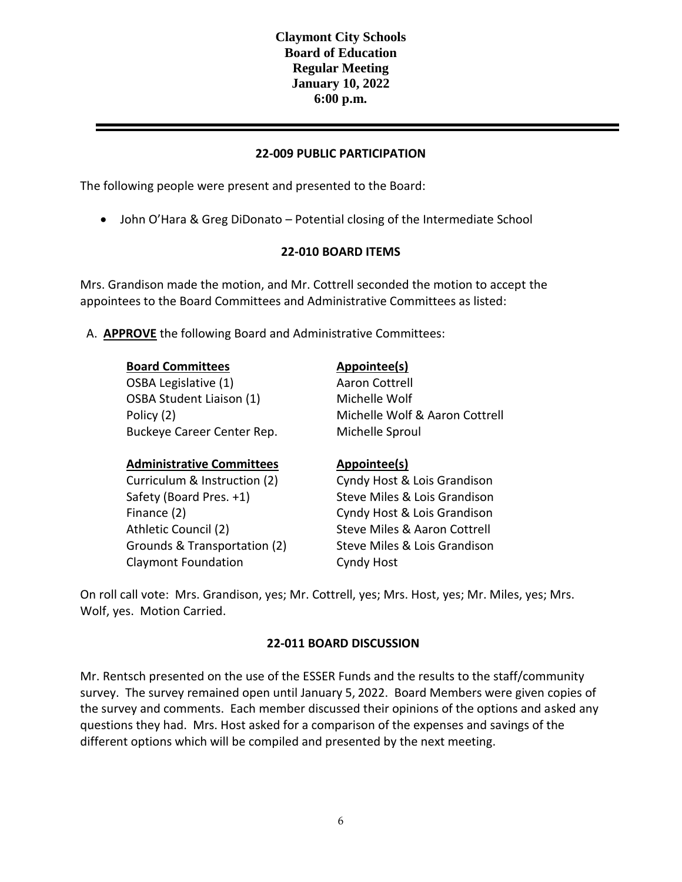# Claymont City Schools
## Board of Education
## Regular Meeting
## January 10, 2022
## 6:00 p.m.

---

### 22-009 PUBLIC PARTICIPATION

The following people were present and presented to the Board:

- John O'Hara & Greg DiDonato – Potential closing of the Intermediate School

### 22-010 BOARD ITEMS

Mrs. Grandison made the motion, and Mr. Cottrell seconded the motion to accept the appointees to the Board Committees and Administrative Committees as listed:

A. **APPROVE** the following Board and Administrative Committees:

| **Board Committees** | **Appointee(s)** |
|---|---|
| OSBA Legislative (1) | Aaron Cottrell |
| OSBA Student Liaison (1) | Michelle Wolf |
| Policy (2) | Michelle Wolf & Aaron Cottrell |
| Buckeye Career Center Rep. | Michelle Sproul |

| **Administrative Committees** | **Appointee(s)** |
|---|---|
| Curriculum & Instruction (2) | Cyndy Host & Lois Grandison |
| Safety (Board Pres. +1) | Steve Miles & Lois Grandison |
| Finance (2) | Cyndy Host & Lois Grandison |
| Athletic Council (2) | Steve Miles & Aaron Cottrell |
| Grounds & Transportation (2) | Steve Miles & Lois Grandison |
| Claymont Foundation | Cyndy Host |

On roll call vote: Mrs. Grandison, yes; Mr. Cottrell, yes; Mrs. Host, yes; Mr. Miles, yes; Mrs. Wolf, yes. Motion Carried.

### 22-011 BOARD DISCUSSION

Mr. Rentsch presented on the use of the ESSER Funds and the results to the staff/community survey. The survey remained open until January 5, 2022. Board Members were given copies of the survey and comments. Each member discussed their opinions of the options and asked any questions they had. Mrs. Host asked for a comparison of the expenses and savings of the different options which will be compiled and presented by the next meeting.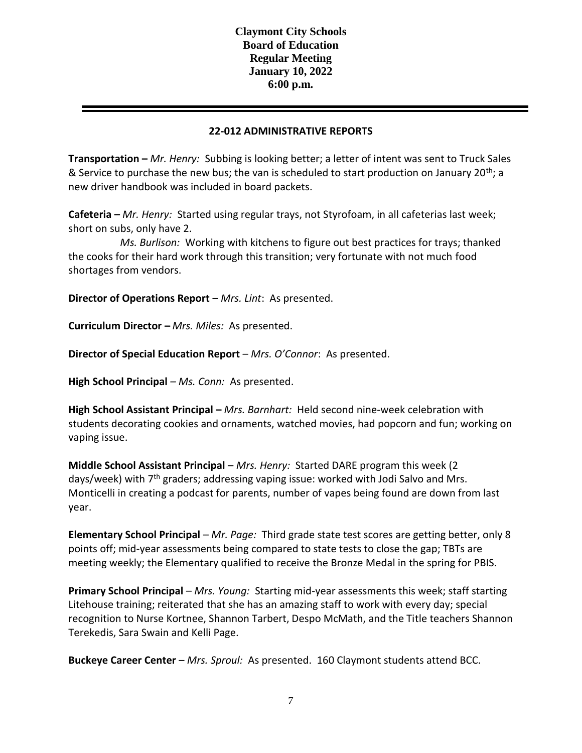**Claymont City Schools**
**Board of Education**
**Regular Meeting**
**January 10, 2022**
**6:00 p.m.**

---

## 22-012 ADMINISTRATIVE REPORTS

**Transportation –** *Mr. Henry:* Subbing is looking better; a letter of intent was sent to Truck Sales & Service to purchase the new bus; the van is scheduled to start production on January 20th; a new driver handbook was included in board packets.

**Cafeteria –** *Mr. Henry:* Started using regular trays, not Styrofoam, in all cafeterias last week; short on subs, only have 2.

*Ms. Burlison:* Working with kitchens to figure out best practices for trays; thanked the cooks for their hard work through this transition; very fortunate with not much food shortages from vendors.

**Director of Operations Report** – *Mrs. Lint*: As presented.

**Curriculum Director –** *Mrs. Miles:* As presented.

**Director of Special Education Report** – *Mrs. O'Connor*: As presented.

**High School Principal** – *Ms. Conn:* As presented.

**High School Assistant Principal –** *Mrs. Barnhart:* Held second nine-week celebration with students decorating cookies and ornaments, watched movies, had popcorn and fun; working on vaping issue.

**Middle School Assistant Principal** – *Mrs. Henry:* Started DARE program this week (2 days/week) with 7th graders; addressing vaping issue: worked with Jodi Salvo and Mrs. Monticelli in creating a podcast for parents, number of vapes being found are down from last year.

**Elementary School Principal** – *Mr. Page:* Third grade state test scores are getting better, only 8 points off; mid-year assessments being compared to state tests to close the gap; TBTs are meeting weekly; the Elementary qualified to receive the Bronze Medal in the spring for PBIS.

**Primary School Principal** – *Mrs. Young:* Starting mid-year assessments this week; staff starting Litehouse training; reiterated that she has an amazing staff to work with every day; special recognition to Nurse Kortnee, Shannon Tarbert, Despo McMath, and the Title teachers Shannon Terekedis, Sara Swain and Kelli Page.

**Buckeye Career Center** – *Mrs. Sproul:* As presented. 160 Claymont students attend BCC.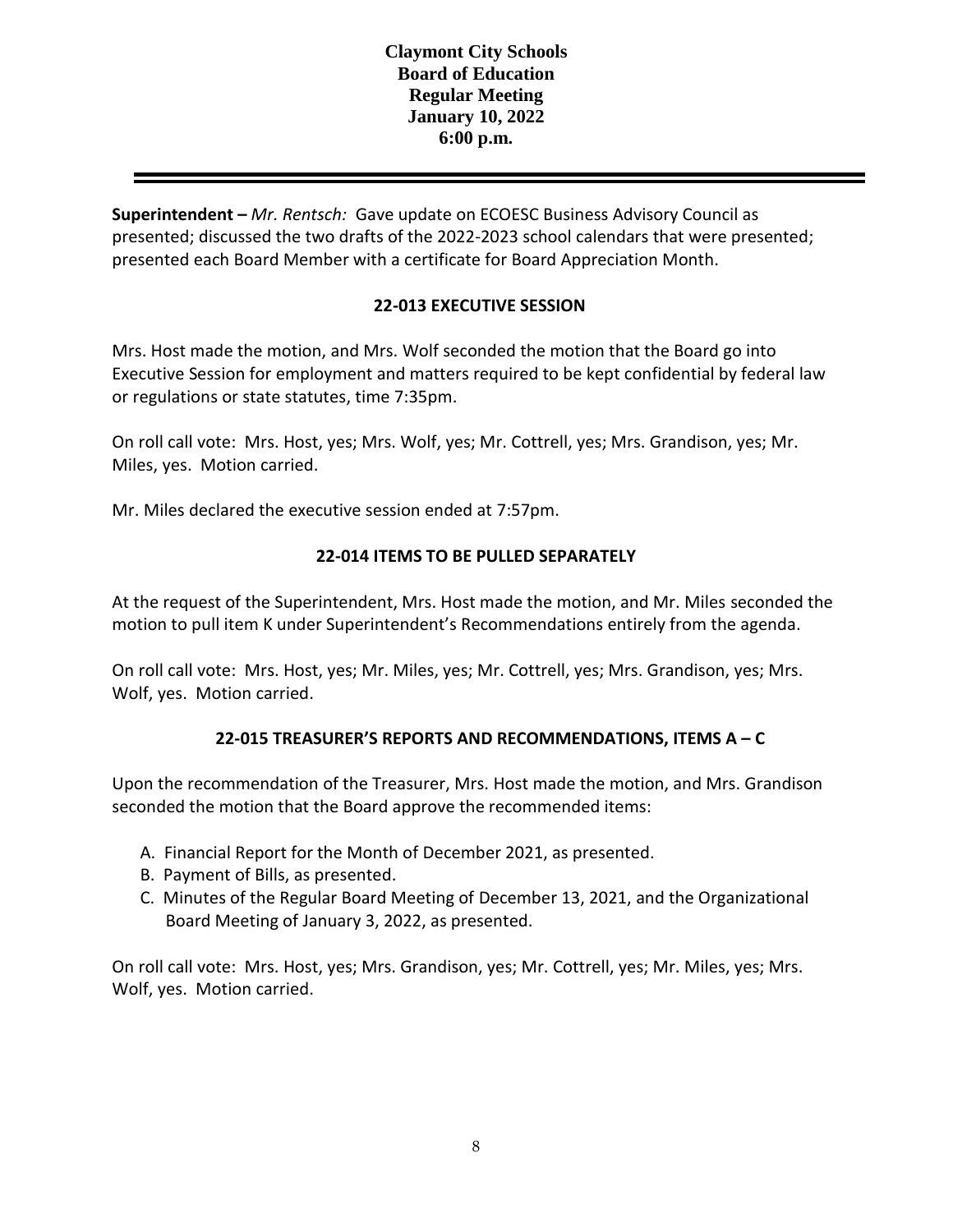**Superintendent –** *Mr. Rentsch:* Gave update on ECOESC Business Advisory Council as presented; discussed the two drafts of the 2022-2023 school calendars that were presented; presented each Board Member with a certificate for Board Appreciation Month.

### 22-013 EXECUTIVE SESSION

Mrs. Host made the motion, and Mrs. Wolf seconded the motion that the Board go into Executive Session for employment and matters required to be kept confidential by federal law or regulations or state statutes, time 7:35pm.

On roll call vote: Mrs. Host, yes; Mrs. Wolf, yes; Mr. Cottrell, yes; Mrs. Grandison, yes; Mr. Miles, yes. Motion carried.

Mr. Miles declared the executive session ended at 7:57pm.

### 22-014 ITEMS TO BE PULLED SEPARATELY

At the request of the Superintendent, Mrs. Host made the motion, and Mr. Miles seconded the motion to pull item K under Superintendent's Recommendations entirely from the agenda.

On roll call vote: Mrs. Host, yes; Mr. Miles, yes; Mr. Cottrell, yes; Mrs. Grandison, yes; Mrs. Wolf, yes. Motion carried.

### 22-015 TREASURER'S REPORTS AND RECOMMENDATIONS, ITEMS A – C

Upon the recommendation of the Treasurer, Mrs. Host made the motion, and Mrs. Grandison seconded the motion that the Board approve the recommended items:

A. Financial Report for the Month of December 2021, as presented.
B. Payment of Bills, as presented.
C. Minutes of the Regular Board Meeting of December 13, 2021, and the Organizational Board Meeting of January 3, 2022, as presented.

On roll call vote: Mrs. Host, yes; Mrs. Grandison, yes; Mr. Cottrell, yes; Mr. Miles, yes; Mrs. Wolf, yes. Motion carried.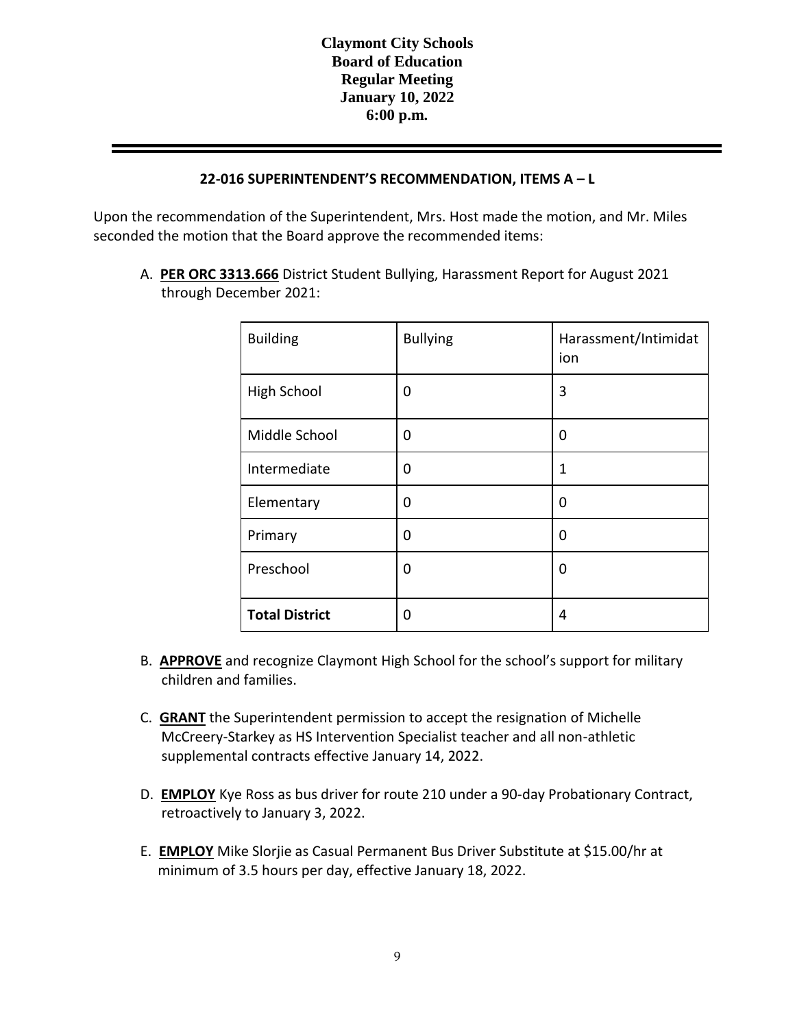**Claymont City Schools**
**Board of Education**
**Regular Meeting**
**January 10, 2022**
**6:00 p.m.**

---

### 22-016 SUPERINTENDENT'S RECOMMENDATION, ITEMS A – L

Upon the recommendation of the Superintendent, Mrs. Host made the motion, and Mr. Miles seconded the motion that the Board approve the recommended items:

A. **PER ORC 3313.666** District Student Bullying, Harassment Report for August 2021 through December 2021:

| Building | Bullying | Harassment/Intimidation |
|---|---|---|
| High School | 0 | 3 |
| Middle School | 0 | 0 |
| Intermediate | 0 | 1 |
| Elementary | 0 | 0 |
| Primary | 0 | 0 |
| Preschool | 0 | 0 |
| **Total District** | 0 | 4 |

B. **APPROVE** and recognize Claymont High School for the school's support for military children and families.

C. **GRANT** the Superintendent permission to accept the resignation of Michelle McCreery-Starkey as HS Intervention Specialist teacher and all non-athletic supplemental contracts effective January 14, 2022.

D. **EMPLOY** Kye Ross as bus driver for route 210 under a 90-day Probationary Contract, retroactively to January 3, 2022.

E. **EMPLOY** Mike Slorjie as Casual Permanent Bus Driver Substitute at $15.00/hr at minimum of 3.5 hours per day, effective January 18, 2022.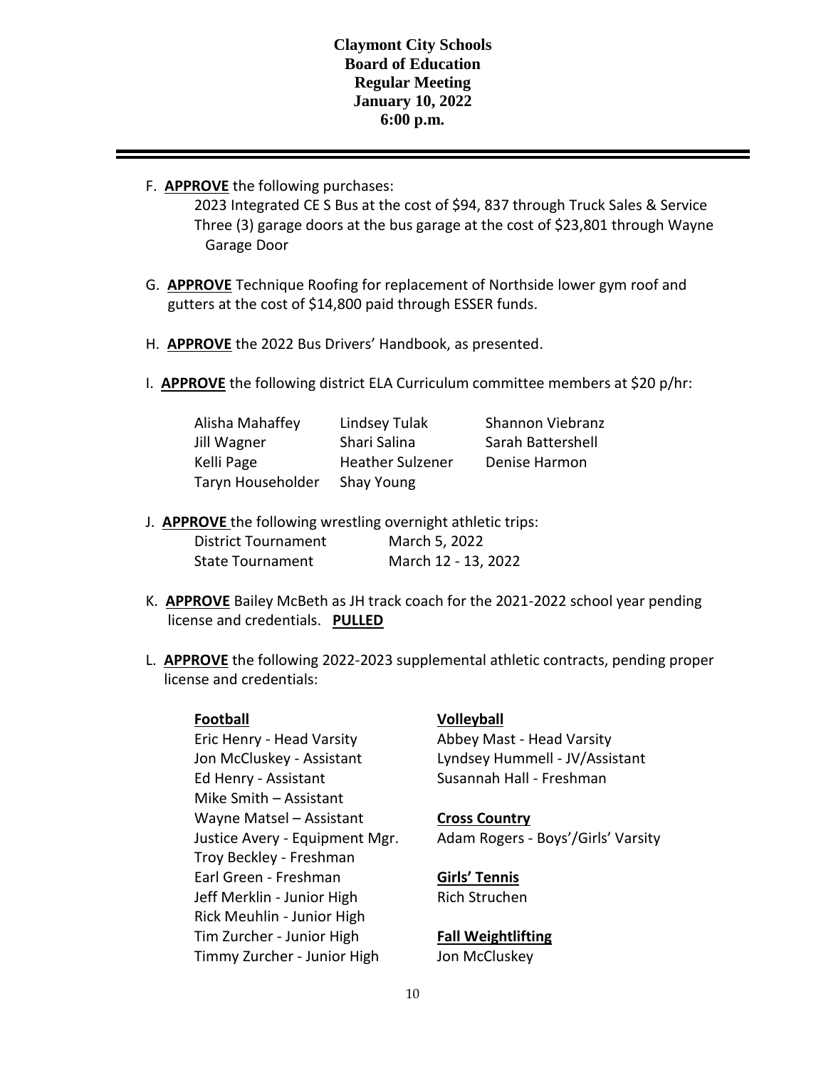**Claymont City Schools**
**Board of Education**
**Regular Meeting**
**January 10, 2022**
**6:00 p.m.**

---

F. **APPROVE** the following purchases:

2023 Integrated CE S Bus at the cost of $94, 837 through Truck Sales & Service
Three (3) garage doors at the bus garage at the cost of $23,801 through Wayne Garage Door

G. **APPROVE** Technique Roofing for replacement of Northside lower gym roof and gutters at the cost of $14,800 paid through ESSER funds.

H. **APPROVE** the 2022 Bus Drivers' Handbook, as presented.

I. **APPROVE** the following district ELA Curriculum committee members at $20 p/hr:

| | | |
|---|---|---|
| Alisha Mahaffey | Lindsey Tulak | Shannon Viebranz |
| Jill Wagner | Shari Salina | Sarah Battershell |
| Kelli Page | Heather Sulzener | Denise Harmon |
| Taryn Householder | Shay Young | |

J. **APPROVE** the following wrestling overnight athletic trips:

| | |
|---|---|
| District Tournament | March 5, 2022 |
| State Tournament | March 12 - 13, 2022 |

K. **APPROVE** Bailey McBeth as JH track coach for the 2021-2022 school year pending license and credentials. **PULLED**

L. **APPROVE** the following 2022-2023 supplemental athletic contracts, pending proper license and credentials:

**Football**

Eric Henry - Head Varsity
Jon McCluskey - Assistant
Ed Henry - Assistant
Mike Smith – Assistant
Wayne Matsel – Assistant
Justice Avery - Equipment Mgr.
Troy Beckley - Freshman
Earl Green - Freshman
Jeff Merklin - Junior High
Rick Meuhlin - Junior High
Tim Zurcher - Junior High
Timmy Zurcher - Junior High

**Volleyball**

Abbey Mast - Head Varsity
Lyndsey Hummell - JV/Assistant
Susannah Hall - Freshman

**Cross Country**

Adam Rogers - Boys'/Girls' Varsity

**Girls' Tennis**

Rich Struchen

**Fall Weightlifting**

Jon McCluskey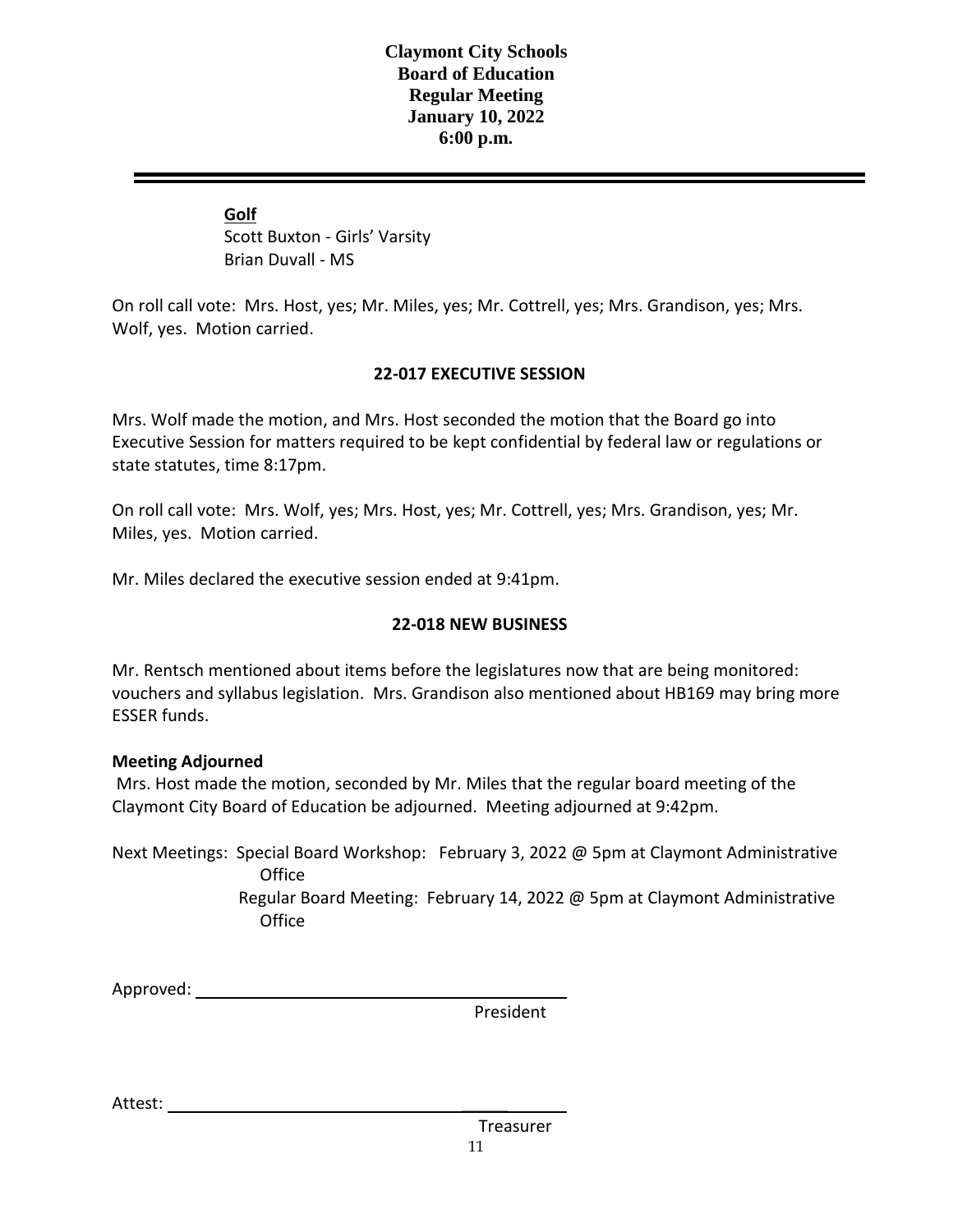**Golf**
Scott Buxton - Girls' Varsity
Brian Duvall - MS

On roll call vote: Mrs. Host, yes; Mr. Miles, yes; Mr. Cottrell, yes; Mrs. Grandison, yes; Mrs. Wolf, yes. Motion carried.

**22-017 EXECUTIVE SESSION**

Mrs. Wolf made the motion, and Mrs. Host seconded the motion that the Board go into Executive Session for matters required to be kept confidential by federal law or regulations or state statutes, time 8:17pm.

On roll call vote: Mrs. Wolf, yes; Mrs. Host, yes; Mr. Cottrell, yes; Mrs. Grandison, yes; Mr. Miles, yes. Motion carried.

Mr. Miles declared the executive session ended at 9:41pm.

**22-018 NEW BUSINESS**

Mr. Rentsch mentioned about items before the legislatures now that are being monitored: vouchers and syllabus legislation. Mrs. Grandison also mentioned about HB169 may bring more ESSER funds.

**Meeting Adjourned**

Mrs. Host made the motion, seconded by Mr. Miles that the regular board meeting of the Claymont City Board of Education be adjourned. Meeting adjourned at 9:42pm.

Next Meetings: Special Board Workshop: February 3, 2022 @ 5pm at Claymont Administrative Office
Regular Board Meeting: February 14, 2022 @ 5pm at Claymont Administrative Office

Approved: ________________________________________
President

Attest: ________________________________________
Treasurer